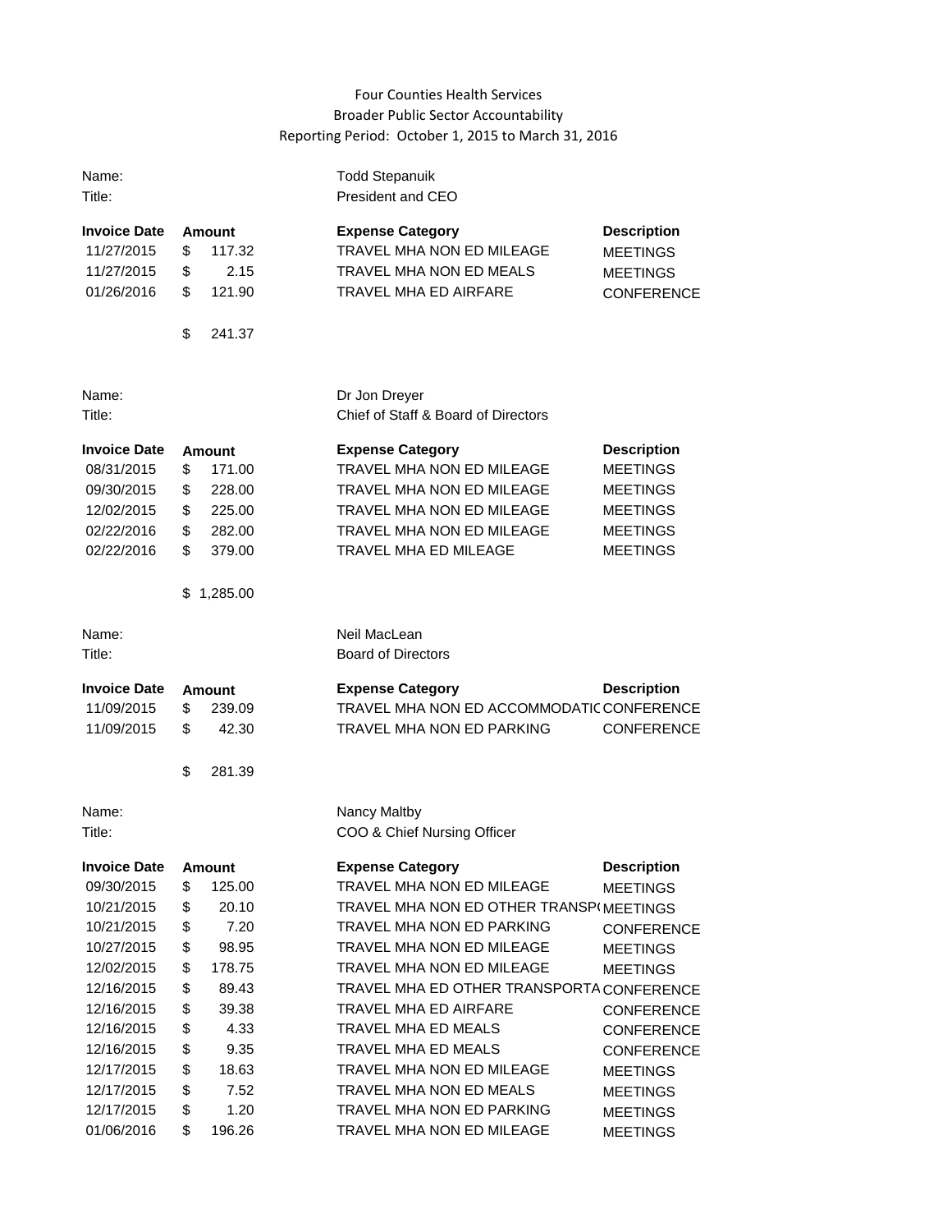Four Counties Health Services
Broader Public Sector Accountability
Reporting Period: October 1, 2015 to March 31, 2016

Name: Todd Stepanuik
Title: President and CEO

| Invoice Date | Amount | Expense Category | Description |
|---|---|---|---|
| 11/27/2015 | $ 117.32 | TRAVEL MHA NON ED MILEAGE | MEETINGS |
| 11/27/2015 | $ 2.15 | TRAVEL MHA NON ED MEALS | MEETINGS |
| 01/26/2016 | $ 121.90 | TRAVEL MHA ED AIRFARE | CONFERENCE |
| | $ 241.37 | | |

Name: Dr Jon Dreyer
Title: Chief of Staff & Board of Directors

| Invoice Date | Amount | Expense Category | Description |
|---|---|---|---|
| 08/31/2015 | $ 171.00 | TRAVEL MHA NON ED MILEAGE | MEETINGS |
| 09/30/2015 | $ 228.00 | TRAVEL MHA NON ED MILEAGE | MEETINGS |
| 12/02/2015 | $ 225.00 | TRAVEL MHA NON ED MILEAGE | MEETINGS |
| 02/22/2016 | $ 282.00 | TRAVEL MHA NON ED MILEAGE | MEETINGS |
| 02/22/2016 | $ 379.00 | TRAVEL MHA ED MILEAGE | MEETINGS |
| | $ 1,285.00 | | |

Name: Neil MacLean
Title: Board of Directors

| Invoice Date | Amount | Expense Category | Description |
|---|---|---|---|
| 11/09/2015 | $ 239.09 | TRAVEL MHA NON ED ACCOMMODATIC | CONFERENCE |
| 11/09/2015 | $ 42.30 | TRAVEL MHA NON ED PARKING | CONFERENCE |
| | $ 281.39 | | |

Name: Nancy Maltby
Title: COO & Chief Nursing Officer

| Invoice Date | Amount | Expense Category | Description |
|---|---|---|---|
| 09/30/2015 | $ 125.00 | TRAVEL MHA NON ED MILEAGE | MEETINGS |
| 10/21/2015 | $ 20.10 | TRAVEL MHA NON ED OTHER TRANSP( | MEETINGS |
| 10/21/2015 | $ 7.20 | TRAVEL MHA NON ED PARKING | CONFERENCE |
| 10/27/2015 | $ 98.95 | TRAVEL MHA NON ED MILEAGE | MEETINGS |
| 12/02/2015 | $ 178.75 | TRAVEL MHA NON ED MILEAGE | MEETINGS |
| 12/16/2015 | $ 89.43 | TRAVEL MHA ED OTHER TRANSPORTA | CONFERENCE |
| 12/16/2015 | $ 39.38 | TRAVEL MHA ED AIRFARE | CONFERENCE |
| 12/16/2015 | $ 4.33 | TRAVEL MHA ED MEALS | CONFERENCE |
| 12/16/2015 | $ 9.35 | TRAVEL MHA ED MEALS | CONFERENCE |
| 12/17/2015 | $ 18.63 | TRAVEL MHA NON ED MILEAGE | MEETINGS |
| 12/17/2015 | $ 7.52 | TRAVEL MHA NON ED MEALS | MEETINGS |
| 12/17/2015 | $ 1.20 | TRAVEL MHA NON ED PARKING | MEETINGS |
| 01/06/2016 | $ 196.26 | TRAVEL MHA NON ED MILEAGE | MEETINGS |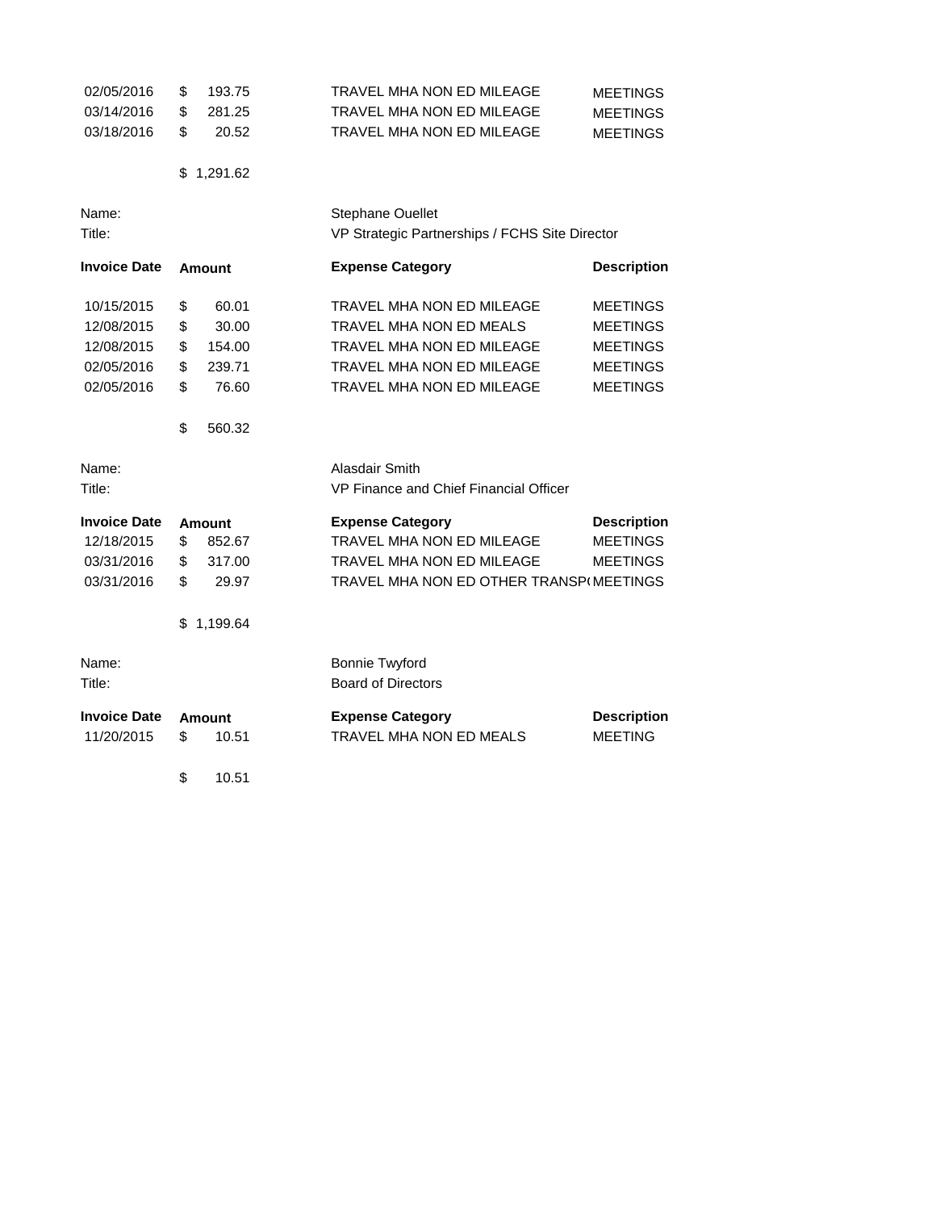| | | | |
|---|---|---|---|
| 02/05/2016 | $ 193.75 | TRAVEL MHA NON ED MILEAGE | MEETINGS |
| 03/14/2016 | $ 281.25 | TRAVEL MHA NON ED MILEAGE | MEETINGS |
| 03/18/2016 | $ 20.52 | TRAVEL MHA NON ED MILEAGE | MEETINGS |
| | $ 1,291.62 | | |

Name: Stephane Ouellet
Title: VP Strategic Partnerships / FCHS Site Director

| Invoice Date | Amount | Expense Category | Description |
|---|---|---|---|
| 10/15/2015 | $ 60.01 | TRAVEL MHA NON ED MILEAGE | MEETINGS |
| 12/08/2015 | $ 30.00 | TRAVEL MHA NON ED MEALS | MEETINGS |
| 12/08/2015 | $ 154.00 | TRAVEL MHA NON ED MILEAGE | MEETINGS |
| 02/05/2016 | $ 239.71 | TRAVEL MHA NON ED MILEAGE | MEETINGS |
| 02/05/2016 | $ 76.60 | TRAVEL MHA NON ED MILEAGE | MEETINGS |
| | $ 560.32 | | |

Name: Alasdair Smith
Title: VP Finance and Chief Financial Officer

| Invoice Date | Amount | Expense Category | Description |
|---|---|---|---|
| 12/18/2015 | $ 852.67 | TRAVEL MHA NON ED MILEAGE | MEETINGS |
| 03/31/2016 | $ 317.00 | TRAVEL MHA NON ED MILEAGE | MEETINGS |
| 03/31/2016 | $ 29.97 | TRAVEL MHA NON ED OTHER TRANSP( | MEETINGS |
| | $ 1,199.64 | | |

Name: Bonnie Twyford
Title: Board of Directors

| Invoice Date | Amount | Expense Category | Description |
|---|---|---|---|
| 11/20/2015 | $ 10.51 | TRAVEL MHA NON ED MEALS | MEETING |
| | $ 10.51 | | |